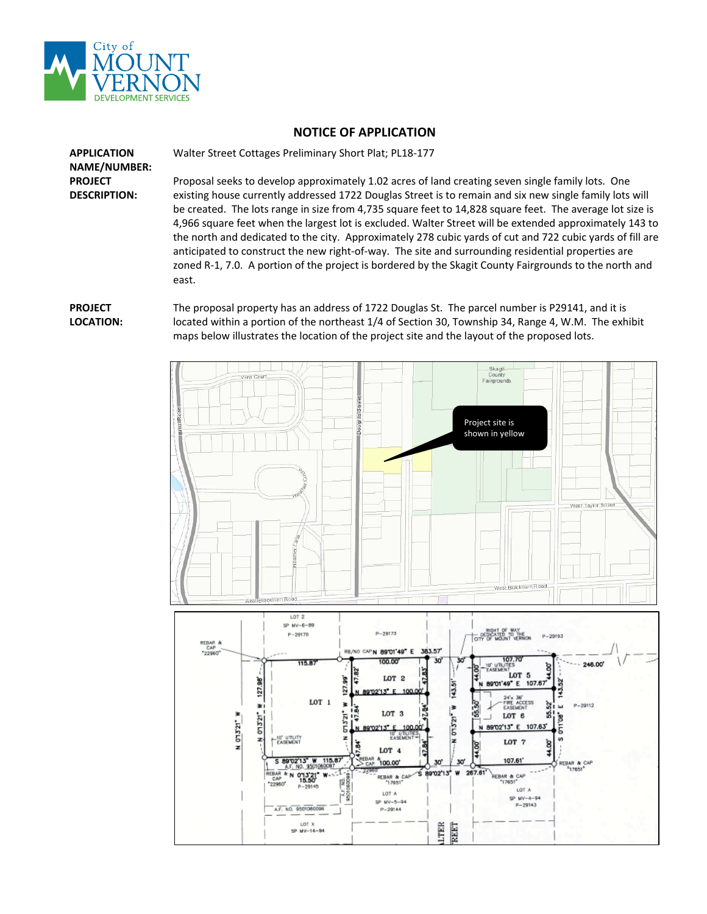# NOTICE OF APPLICATION

**APPLICATION NAME/NUMBER:** Walter Street Cottages Preliminary Short Plat; PL18-177

**PROJECT DESCRIPTION:** Proposal seeks to develop approximately 1.02 acres of land creating seven single family lots. One existing house currently addressed 1722 Douglas Street is to remain and six new single family lots will be created. The lots range in size from 4,735 square feet to 14,828 square feet. The average lot size is 4,966 square feet when the largest lot is excluded. Walter Street will be extended approximately 143 to the north and dedicated to the city. Approximately 278 cubic yards of cut and 722 cubic yards of fill are anticipated to construct the new right-of-way. The site and surrounding residential properties are zoned R-1, 7.0. A portion of the project is bordered by the Skagit County Fairgrounds to the north and east.

**PROJECT LOCATION:** The proposal property has an address of 1722 Douglas St. The parcel number is P29141, and it is located within a portion of the northeast 1/4 of Section 30, Township 34, Range 4, W.M. The exhibit maps below illustrates the location of the project site and the layout of the proposed lots.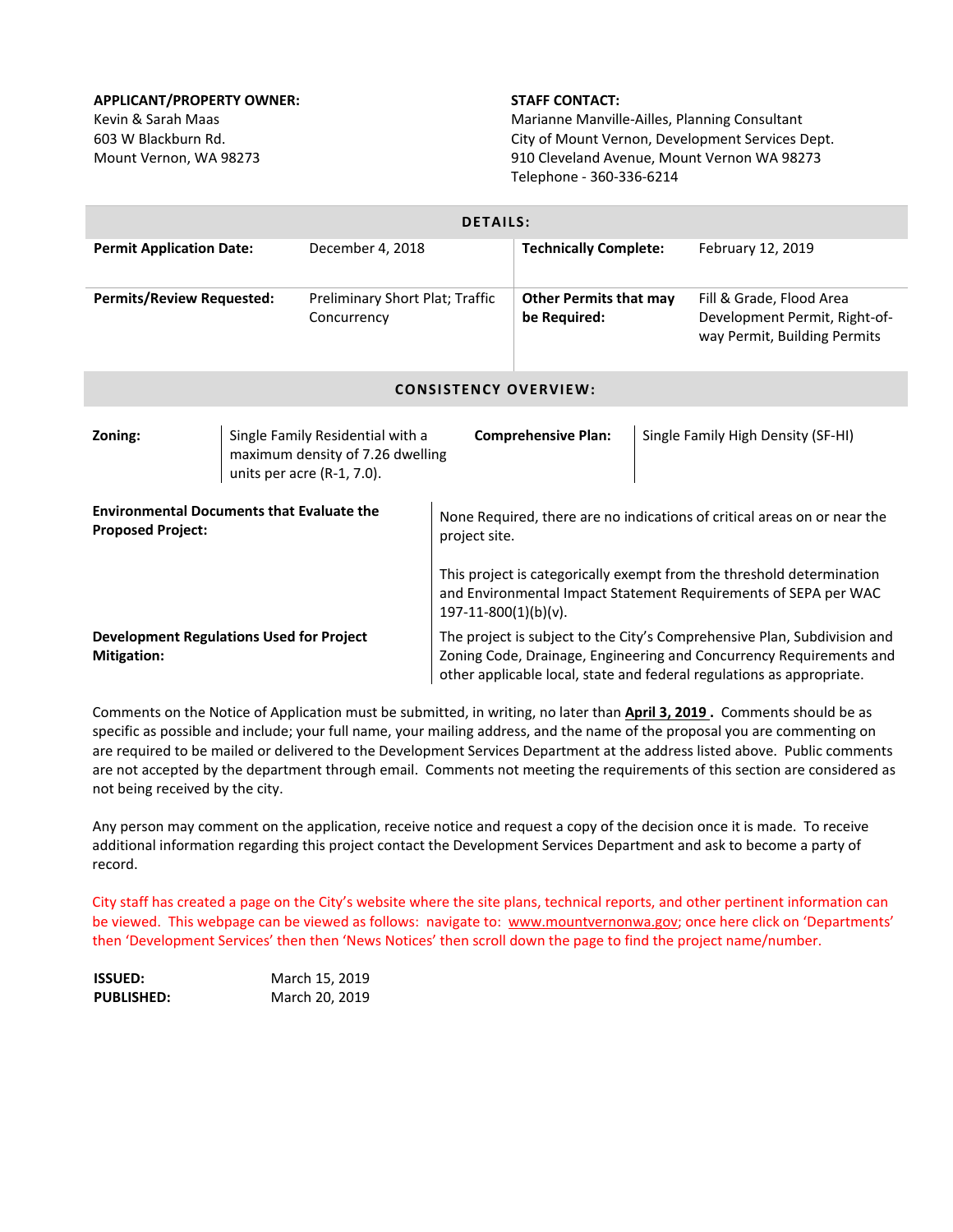**APPLICANT/PROPERTY OWNER:**
Kevin & Sarah Maas
603 W Blackburn Rd.
Mount Vernon, WA 98273

**STAFF CONTACT:**
Marianne Manville-Ailles, Planning Consultant
City of Mount Vernon, Development Services Dept.
910 Cleveland Avenue, Mount Vernon WA 98273
Telephone - 360-336-6214

## DETAILS:

| | | | |
|---|---|---|---|
| **Permit Application Date:** | December 4, 2018 | **Technically Complete:** | February 12, 2019 |
| **Permits/Review Requested:** | Preliminary Short Plat; Traffic Concurrency | **Other Permits that may be Required:** | Fill & Grade, Flood Area Development Permit, Right-of-way Permit, Building Permits |

## CONSISTENCY OVERVIEW:

| | | | |
|---|---|---|---|
| **Zoning:** | Single Family Residential with a maximum density of 7.26 dwelling units per acre (R-1, 7.0). | **Comprehensive Plan:** | Single Family High Density (SF-HI) |

| | |
|---|---|
| **Environmental Documents that Evaluate the Proposed Project:** | None Required, there are no indications of critical areas on or near the project site.<br><br>This project is categorically exempt from the threshold determination and Environmental Impact Statement Requirements of SEPA per WAC 197-11-800(1)(b)(v). |
| **Development Regulations Used for Project Mitigation:** | The project is subject to the City's Comprehensive Plan, Subdivision and Zoning Code, Drainage, Engineering and Concurrency Requirements and other applicable local, state and federal regulations as appropriate. |

Comments on the Notice of Application must be submitted, in writing, no later than **April 3, 2019.** Comments should be as specific as possible and include; your full name, your mailing address, and the name of the proposal you are commenting on are required to be mailed or delivered to the Development Services Department at the address listed above. Public comments are not accepted by the department through email. Comments not meeting the requirements of this section are considered as not being received by the city.

Any person may comment on the application, receive notice and request a copy of the decision once it is made. To receive additional information regarding this project contact the Development Services Department and ask to become a party of record.

City staff has created a page on the City's website where the site plans, technical reports, and other pertinent information can be viewed. This webpage can be viewed as follows: navigate to: www.mountvernonwa.gov; once here click on 'Departments' then 'Development Services' then then 'News Notices' then scroll down the page to find the project name/number.

**ISSUED:** March 15, 2019
**PUBLISHED:** March 20, 2019